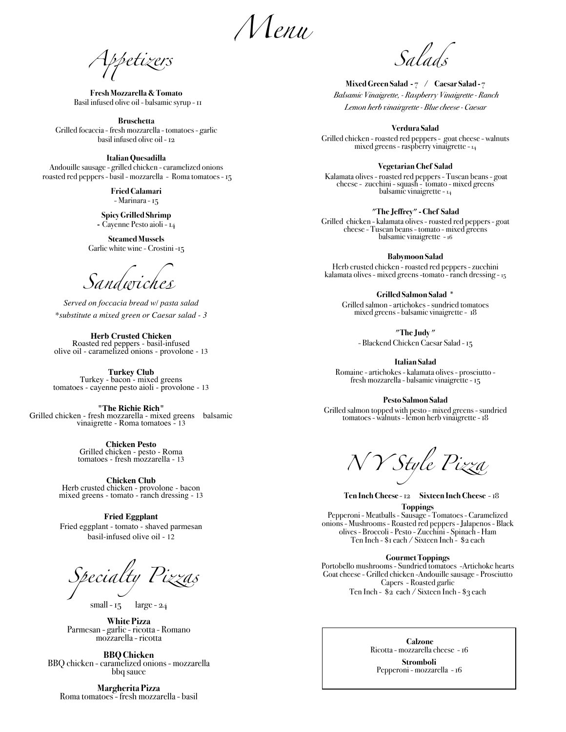# Menu

## Appetizers

**Fresh Mozzarella & Tomato**
Basil infused olive oil - balsamic syrup - 11

**Bruschetta**
Grilled focaccia - fresh mozzarella - tomatoes - garlic basil infused olive oil - 12

**Italian Quesadilla**
Andouille sausage - grilled chicken - caramelized onions roasted red peppers - basil - mozzarella - Roma tomatoes - 15

**Fried Calamari**
- Marinara - 15

**Spicy Grilled Shrimp**
- Cayenne Pesto aioli - 14

**Steamed Mussels**
Garlic white wine - Crostini -15

## Sandwiches

*Served on foccacia bread w/ pasta salad*
*\*substitute a mixed green or Caesar salad - 3*

**Herb Crusted Chicken**
Roasted red peppers - basil-infused olive oil - caramelized onions - provolone - 13

**Turkey Club**
Turkey - bacon - mixed greens tomatoes - cayenne pesto aioli - provolone - 13

**"The Richie Rich"**
Grilled chicken - fresh mozzarella - mixed greens balsamic vinaigrette - Roma tomatoes - 13

**Chicken Pesto**
Grilled chicken - pesto - Roma tomatoes - fresh mozzarella - 13

**Chicken Club**
Herb crusted chicken - provolone - bacon mixed greens - tomato - ranch dressing - 13

**Fried Eggplant**
Fried eggplant - tomato - shaved parmesan basil-infused olive oil - 12

## Specialty Pizzas

small - 15 large - 24

**White Pizza**
Parmesan - garlic - ricotta - Romano mozzarella - ricotta

**BBQ Chicken**
BBQ chicken - caramelized onions - mozzarella bbq sauce

**Margherita Pizza**
Roma tomatoes - fresh mozzarella - basil

## Salads

**Mixed Green Salad - 7 / Caesar Salad - 7**
*Balsamic Vinaigrette, - Raspberry Vinaigrette - Ranch*
*Lemon herb vinairgrette - Blue cheese - Caesar*

**Verdura Salad**
Grilled chicken - roasted red peppers - goat cheese - walnuts mixed greens - raspberry vinaigrette - 14

**Vegetarian Chef Salad**
Kalamata olives - roasted red peppers - Tuscan beans - goat cheese - zucchini - squash - tomato - mixed greens balsamic vinaigrette - 14

**"The Jeffrey" - Chef Salad**
Grilled chicken - kalamata olives - roasted red peppers - goat cheese - Tuscan beans - tomato - mixed greens balsamic vinaigrette - 16

**Babymoon Salad**
Herb crusted chicken - roasted red peppers - zucchini kalamata olives - mixed greens -tomato - ranch dressing - 15

**Grilled Salmon Salad \***
Grilled salmon - artichokes - sundried tomatoes mixed greens - balsamic vinaigrette - 18

**"The Judy"**
- Blackend Chicken Caesar Salad - 15

**Italian Salad**
Romaine - artichokes - kalamata olives - prosciutto - fresh mozzarella - balsamic vinaigrette - 15

**Pesto Salmon Salad**
Grilled salmon topped with pesto - mixed greens - sundried tomatoes - walnuts - lemon herb vinaigrette - 18

## N Y Style Pizza

**Ten Inch Cheese** - 12 **Sixteen Inch Cheese** - 18

**Toppings**
Pepperoni - Meatballs - Sausage - Tomatoes - Caramelized onions - Mushrooms - Roasted red peppers - Jalapenos - Black olives - Broccoli - Pesto - Zucchini - Spinach - Ham
Ten Inch - $1 each / Sixteen Inch - $2 each

**Gourmet Toppings**
Portobello mushrooms - Sundried tomatoes -Artichoke hearts Goat cheese - Grilled chicken -Andouille sausage - Prosciutto Capers - Roasted garlic
Ten Inch - $2 each / Sixteen Inch - $3 each

**Calzone**
Ricotta - mozzarella cheese - 16

**Stromboli**
Pepperoni - mozzarella - 16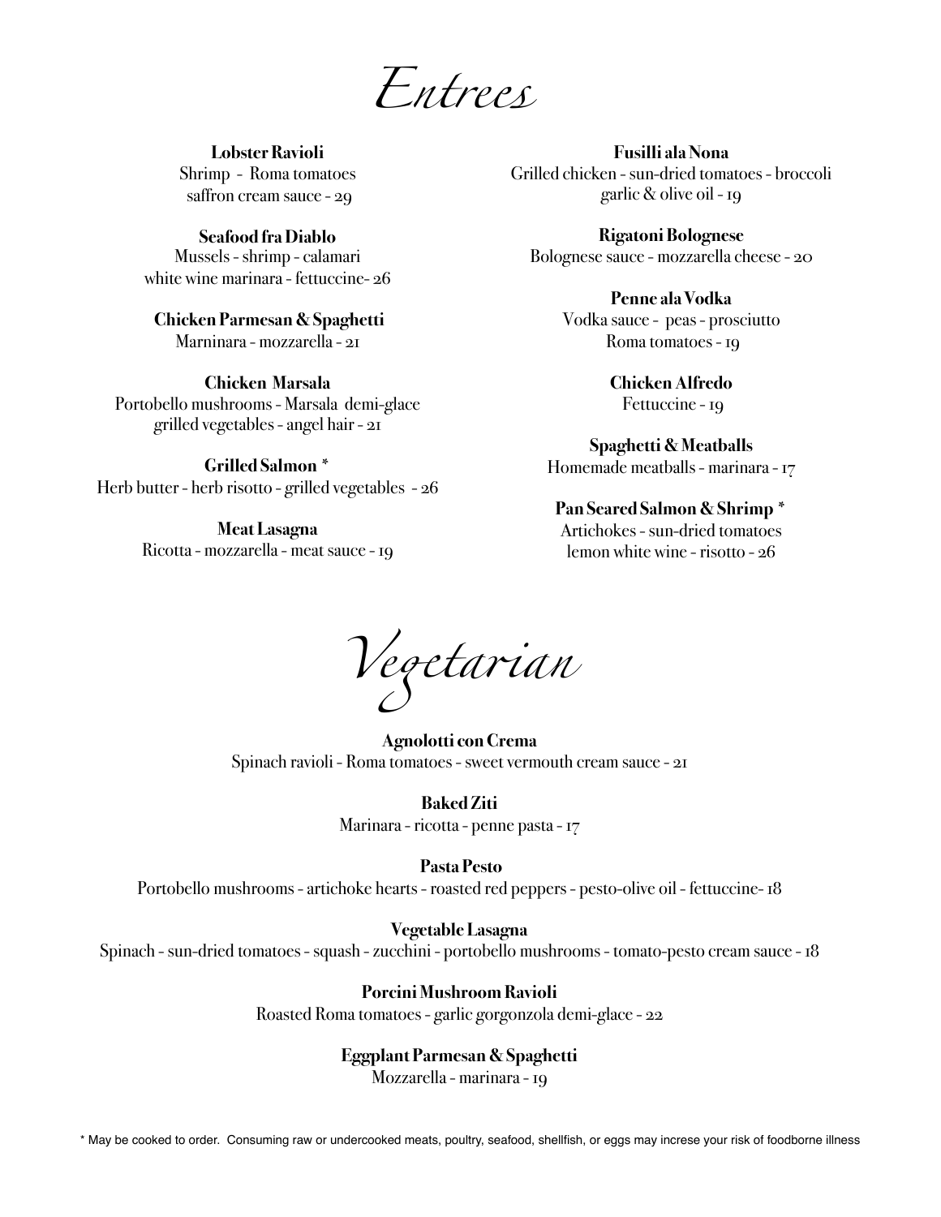# Entrees

**Lobster Ravioli**
Shrimp - Roma tomatoes
saffron cream sauce - 29

**Seafood fra Diablo**
Mussels - shrimp - calamari
white wine marinara - fettuccine- 26

**Chicken Parmesan & Spaghetti**
Marninara - mozzarella - 21

**Chicken Marsala**
Portobello mushrooms - Marsala demi-glace
grilled vegetables - angel hair - 21

**Grilled Salmon ***
Herb butter - herb risotto - grilled vegetables - 26

**Meat Lasagna**
Ricotta - mozzarella - meat sauce - 19

**Fusilli ala Nona**
Grilled chicken - sun-dried tomatoes - broccoli
garlic & olive oil - 19

**Rigatoni Bolognese**
Bolognese sauce - mozzarella cheese - 20

**Penne ala Vodka**
Vodka sauce - peas - prosciutto
Roma tomatoes - 19

**Chicken Alfredo**
Fettuccine - 19

**Spaghetti & Meatballs**
Homemade meatballs - marinara - 17

**Pan Seared Salmon & Shrimp ***
Artichokes - sun-dried tomatoes
lemon white wine - risotto - 26

# Vegetarian

**Agnolotti con Crema**
Spinach ravioli - Roma tomatoes - sweet vermouth cream sauce - 21

**Baked Ziti**
Marinara - ricotta - penne pasta - 17

**Pasta Pesto**
Portobello mushrooms - artichoke hearts - roasted red peppers - pesto-olive oil - fettuccine- 18

**Vegetable Lasagna**
Spinach - sun-dried tomatoes - squash - zucchini - portobello mushrooms - tomato-pesto cream sauce - 18

**Porcini Mushroom Ravioli**
Roasted Roma tomatoes - garlic gorgonzola demi-glace - 22

**Eggplant Parmesan & Spaghetti**
Mozzarella - marinara - 19

* May be cooked to order. Consuming raw or undercooked meats, poultry, seafood, shellfish, or eggs may increse your risk of foodborne illness